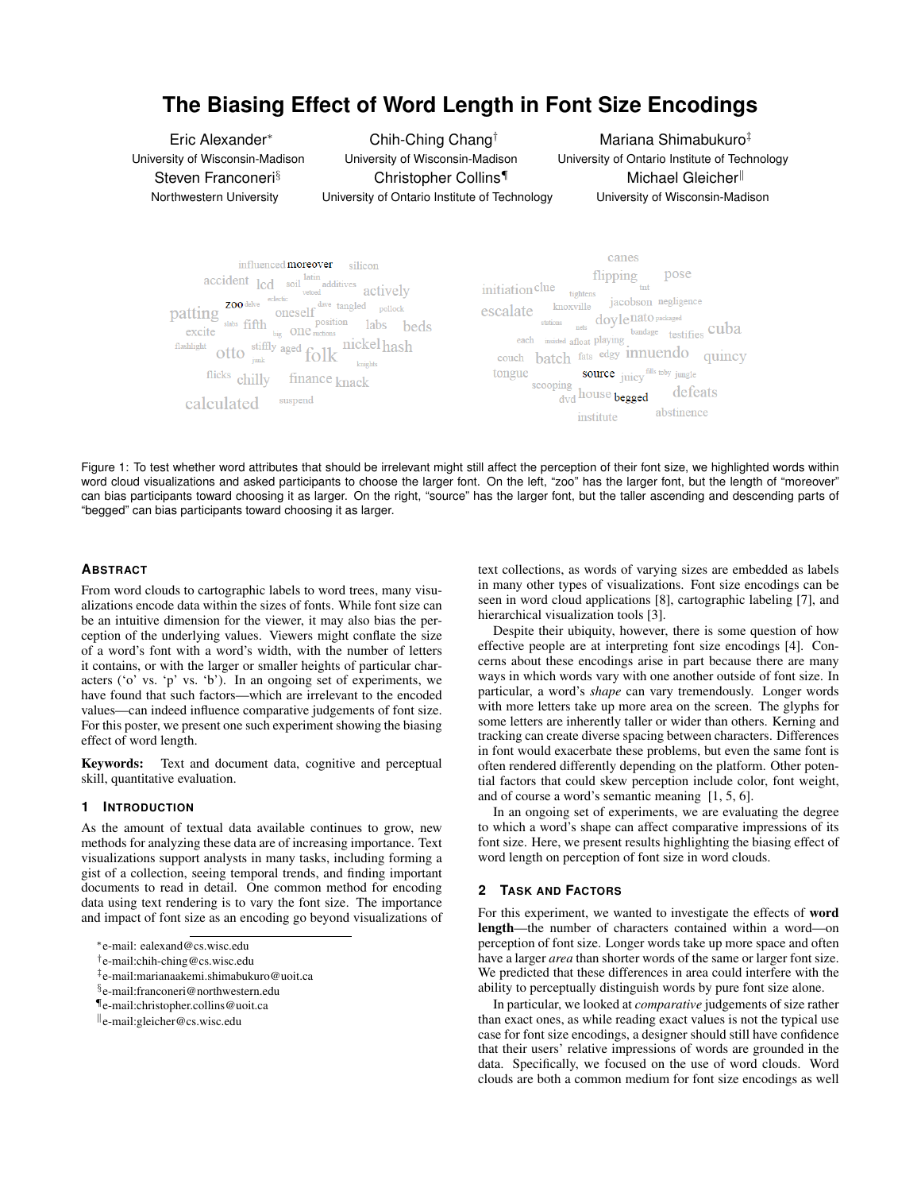# The Biasing Effect of Word Length in Font Size Encodings

Eric Alexander* — University of Wisconsin-Madison
Chih-Ching Chang† — University of Wisconsin-Madison
Mariana Shimabukuro‡ — University of Ontario Institute of Technology
Steven Franconeri§ — Northwestern University
Christopher Collins¶ — University of Ontario Institute of Technology
Michael Gleicher‖ — University of Wisconsin-Madison

Figure 1: To test whether word attributes that should be irrelevant might still affect the perception of their font size, we highlighted words within word cloud visualizations and asked participants to choose the larger font. On the left, "zoo" has the larger font, but the length of "moreover" can bias participants toward choosing it as larger. On the right, "source" has the larger font, but the taller ascending and descending parts of "begged" can bias participants toward choosing it as larger.

## Abstract

From word clouds to cartographic labels to word trees, many visualizations encode data within the sizes of fonts. While font size can be an intuitive dimension for the viewer, it may also bias the perception of the underlying values. Viewers might conflate the size of a word's font with a word's width, with the number of letters it contains, or with the larger or smaller heights of particular characters ('o' vs. 'p' vs. 'b'). In an ongoing set of experiments, we have found that such factors—which are irrelevant to the encoded values—can indeed influence comparative judgements of font size. For this poster, we present one such experiment showing the biasing effect of word length.

**Keywords:** Text and document data, cognitive and perceptual skill, quantitative evaluation.

## 1 Introduction

As the amount of textual data available continues to grow, new methods for analyzing these data are of increasing importance. Text visualizations support analysts in many tasks, including forming a gist of a collection, seeing temporal trends, and finding important documents to read in detail. One common method for encoding data using text rendering is to vary the font size. The importance and impact of font size as an encoding go beyond visualizations of text collections, as words of varying sizes are embedded as labels in many other types of visualizations. Font size encodings can be seen in word cloud applications [8], cartographic labeling [7], and hierarchical visualization tools [3].

Despite their ubiquity, however, there is some question of how effective people are at interpreting font size encodings [4]. Concerns about these encodings arise in part because there are many ways in which words vary with one another outside of font size. In particular, a word's *shape* can vary tremendously. Longer words with more letters take up more area on the screen. The glyphs for some letters are inherently taller or wider than others. Kerning and tracking can create diverse spacing between characters. Differences in font would exacerbate these problems, but even the same font is often rendered differently depending on the platform. Other potential factors that could skew perception include color, font weight, and of course a word's semantic meaning [1, 5, 6].

In an ongoing set of experiments, we are evaluating the degree to which a word's shape can affect comparative impressions of its font size. Here, we present results highlighting the biasing effect of word length on perception of font size in word clouds.

## 2 Task and Factors

For this experiment, we wanted to investigate the effects of **word length**—the number of characters contained within a word—on perception of font size. Longer words take up more space and often have a larger *area* than shorter words of the same or larger font size. We predicted that these differences in area could interfere with the ability to perceptually distinguish words by pure font size alone.

In particular, we looked at *comparative* judgements of size rather than exact ones, as while reading exact values is not the typical use case for font size encodings, a designer should still have confidence that their users' relative impressions of words are grounded in the data. Specifically, we focused on the use of word clouds. Word clouds are both a common medium for font size encodings as well

*e-mail: ealexand@cs.wisc.edu
†e-mail:chih-ching@cs.wisc.edu
‡e-mail:marianaakemi.shimabukuro@uoit.ca
§e-mail:franconeri@northwestern.edu
¶e-mail:christopher.collins@uoit.ca
‖e-mail:gleicher@cs.wisc.edu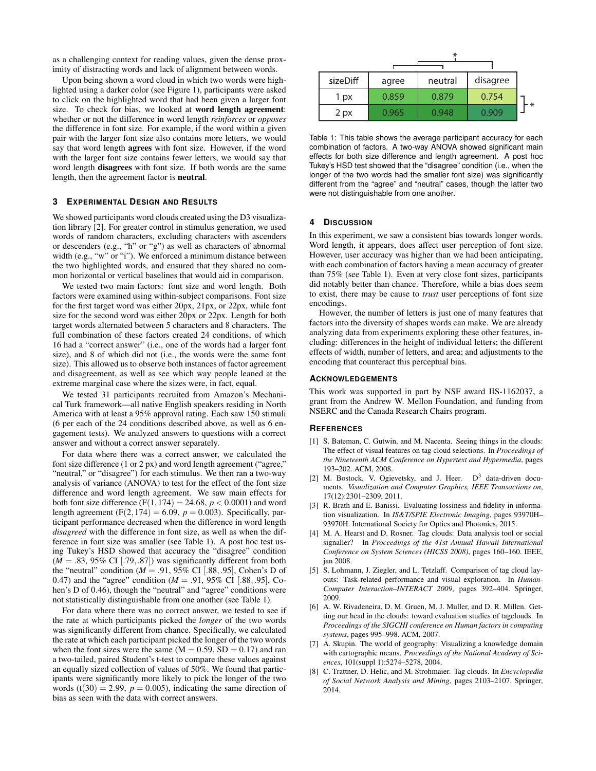as a challenging context for reading values, given the dense proximity of distracting words and lack of alignment between words.

Upon being shown a word cloud in which two words were highlighted using a darker color (see Figure 1), participants were asked to click on the highlighted word that had been given a larger font size. To check for bias, we looked at **word length agreement**: whether or not the difference in word length *reinforces* or *opposes* the difference in font size. For example, if the word within a given pair with the larger font size also contains more letters, we would say that word length **agrees** with font size. However, if the word with the larger font size contains fewer letters, we would say that word length **disagrees** with font size. If both words are the same length, then the agreement factor is **neutral**.

## 3 Experimental Design and Results

We showed participants word clouds created using the D3 visualization library [2]. For greater control in stimulus generation, we used words of random characters, excluding characters with ascenders or descenders (e.g., "h" or "g") as well as characters of abnormal width (e.g., "w" or "i"). We enforced a minimum distance between the two highlighted words, and ensured that they shared no common horizontal or vertical baselines that would aid in comparison.

We tested two main factors: font size and word length. Both factors were examined using within-subject comparisons. Font size for the first target word was either 20px, 21px, or 22px, while font size for the second word was either 20px or 22px. Length for both target words alternated between 5 characters and 8 characters. The full combination of these factors created 24 conditions, of which 16 had a "correct answer" (i.e., one of the words had a larger font size), and 8 of which did not (i.e., the words were the same font size). This allowed us to observe both instances of factor agreement and disagreement, as well as see which way people leaned at the extreme marginal case where the sizes were, in fact, equal.

We tested 31 participants recruited from Amazon's Mechanical Turk framework—all native English speakers residing in North America with at least a 95% approval rating. Each saw 150 stimuli (6 per each of the 24 conditions described above, as well as 6 engagement tests). We analyzed answers to questions with a correct answer and without a correct answer separately.

For data where there was a correct answer, we calculated the font size difference (1 or 2 px) and word length agreement ("agree," "neutral," or "disagree") for each stimulus. We then ran a two-way analysis of variance (ANOVA) to test for the effect of the font size difference and word length agreement. We saw main effects for both font size difference ($F(1,174) = 24.68$, $p < 0.0001$) and word length agreement ($F(2,174) = 6.09$, $p = 0.003$). Specifically, participant performance decreased when the difference in word length *disagreed* with the difference in font size, as well as when the difference in font size was smaller (see Table 1). A post hoc test using Tukey's HSD showed that accuracy the "disagree" condition ($M = .83$, 95% CI $[.79, .87]$) was significantly different from both the "neutral" condition ($M = .91$, 95% CI $[.88, .95]$, Cohen's D of 0.47) and the "agree" condition ($M = .91$, 95% CI $[.88, .95]$, Cohen's D of 0.46), though the "neutral" and "agree" conditions were not statistically distinguishable from one another (see Table 1).

For data where there was no correct answer, we tested to see if the rate at which participants picked the *longer* of the two words was significantly different from chance. Specifically, we calculated the rate at which each participant picked the longer of the two words when the font sizes were the same ($M = 0.59$, $SD = 0.17$) and ran a two-tailed, paired Student's t-test to compare these values against an equally sized collection of values of 50%. We found that participants were significantly more likely to pick the longer of the two words ($t(30) = 2.99$, $p = 0.005$), indicating the same direction of bias as seen with the data with correct answers.

| sizeDiff | agree | neutral | disagree |
|---|---|---|---|
| 1 px | 0.859 | 0.879 | 0.754 |
| 2 px | 0.965 | 0.948 | 0.909 |

Table 1: This table shows the average participant accuracy for each combination of factors. A two-way ANOVA showed significant main effects for both size difference and length agreement. A post hoc Tukey's HSD test showed that the "disagree" condition (i.e., when the longer of the two words had the smaller font size) was significantly different from the "agree" and "neutral" cases, though the latter two were not distinguishable from one another.

## 4 Discussion

In this experiment, we saw a consistent bias towards longer words. Word length, it appears, does affect user perception of font size. However, user accuracy was higher than we had been anticipating, with each combination of factors having a mean accuracy of greater than 75% (see Table 1). Even at very close font sizes, participants did notably better than chance. Therefore, while a bias does seem to exist, there may be cause to *trust* user perceptions of font size encodings.

However, the number of letters is just one of many features that factors into the diversity of shapes words can make. We are already analyzing data from experiments exploring these other features, including: differences in the height of individual letters; the different effects of width, number of letters, and area; and adjustments to the encoding that counteract this perceptual bias.

## Acknowledgements

This work was supported in part by NSF award IIS-1162037, a grant from the Andrew W. Mellon Foundation, and funding from NSERC and the Canada Research Chairs program.

## References

[1] S. Bateman, C. Gutwin, and M. Nacenta. Seeing things in the clouds: The effect of visual features on tag cloud selections. In *Proceedings of the Nineteenth ACM Conference on Hypertext and Hypermedia*, pages 193–202. ACM, 2008.

[2] M. Bostock, V. Ogievetsky, and J. Heer. D$^3$ data-driven documents. *Visualization and Computer Graphics, IEEE Transactions on*, 17(12):2301–2309, 2011.

[3] R. Brath and E. Banissi. Evaluating lossiness and fidelity in information visualization. In *IS&T/SPIE Electronic Imaging*, pages 93970H–93970H. International Society for Optics and Photonics, 2015.

[4] M. A. Hearst and D. Rosner. Tag clouds: Data analysis tool or social signaller? In *Proceedings of the 41st Annual Hawaii International Conference on System Sciences (HICSS 2008)*, pages 160–160. IEEE, jan 2008.

[5] S. Lohmann, J. Ziegler, and L. Tetzlaff. Comparison of tag cloud layouts: Task-related performance and visual exploration. In *Human-Computer Interaction–INTERACT 2009*, pages 392–404. Springer, 2009.

[6] A. W. Rivadeneira, D. M. Gruen, M. J. Muller, and D. R. Millen. Getting our head in the clouds: toward evaluation studies of tagclouds. In *Proceedings of the SIGCHI conference on Human factors in computing systems*, pages 995–998. ACM, 2007.

[7] A. Skupin. The world of geography: Visualizing a knowledge domain with cartographic means. *Proceedings of the National Academy of Sciences*, 101(suppl 1):5274–5278, 2004.

[8] C. Trattner, D. Helic, and M. Strohmaier. Tag clouds. In *Encyclopedia of Social Network Analysis and Mining*, pages 2103–2107. Springer, 2014.